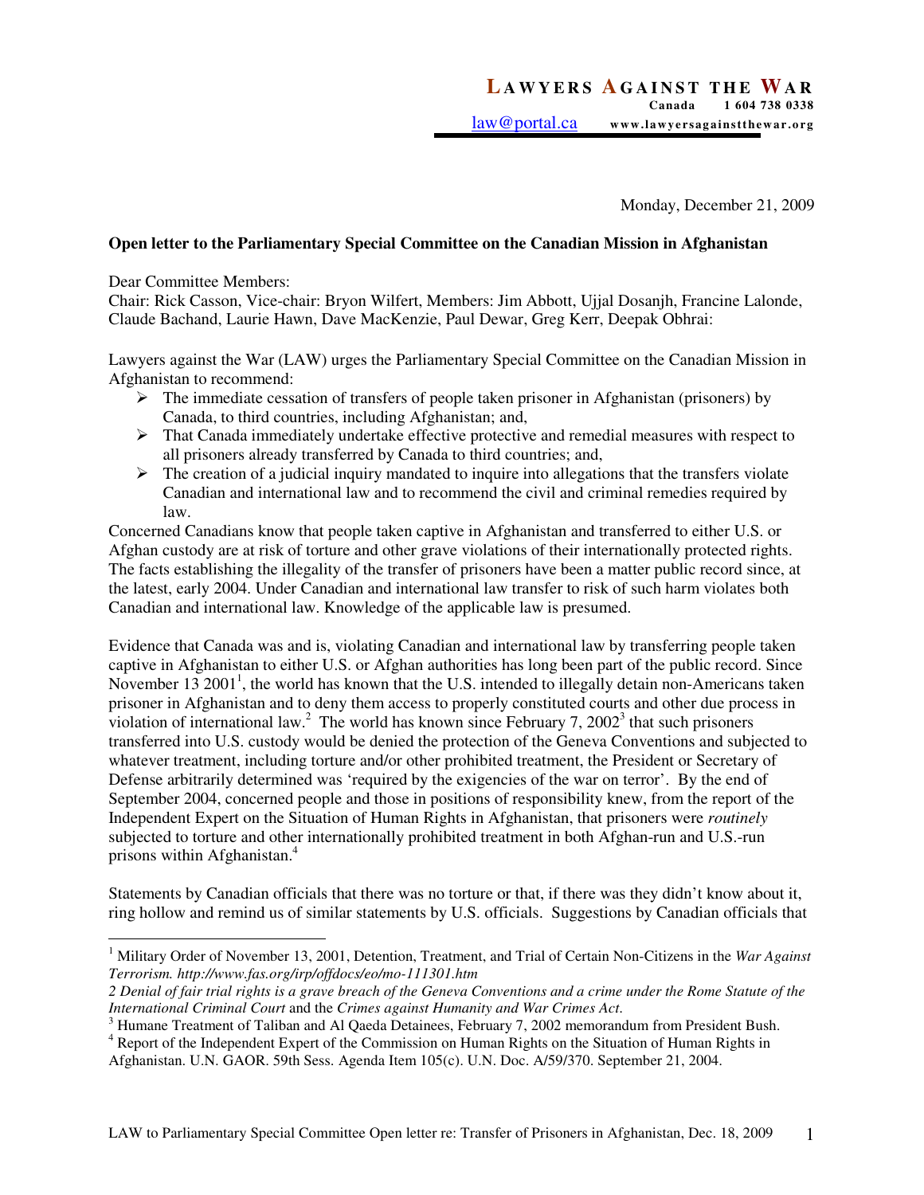**LAWYERS AGAINST THE WAR**
**Canada 1 604 738 0338**
law@portal.ca www.lawyersagainstthewar.org

Monday, December 21, 2009

**Open letter to the Parliamentary Special Committee on the Canadian Mission in Afghanistan**

Dear Committee Members:
Chair: Rick Casson, Vice-chair: Bryon Wilfert, Members: Jim Abbott, Ujjal Dosanjh, Francine Lalonde, Claude Bachand, Laurie Hawn, Dave MacKenzie, Paul Dewar, Greg Kerr, Deepak Obhrai:

Lawyers against the War (LAW) urges the Parliamentary Special Committee on the Canadian Mission in Afghanistan to recommend:

- The immediate cessation of transfers of people taken prisoner in Afghanistan (prisoners) by Canada, to third countries, including Afghanistan; and,
- That Canada immediately undertake effective protective and remedial measures with respect to all prisoners already transferred by Canada to third countries; and,
- The creation of a judicial inquiry mandated to inquire into allegations that the transfers violate Canadian and international law and to recommend the civil and criminal remedies required by law.

Concerned Canadians know that people taken captive in Afghanistan and transferred to either U.S. or Afghan custody are at risk of torture and other grave violations of their internationally protected rights. The facts establishing the illegality of the transfer of prisoners have been a matter public record since, at the latest, early 2004. Under Canadian and international law transfer to risk of such harm violates both Canadian and international law. Knowledge of the applicable law is presumed.

Evidence that Canada was and is, violating Canadian and international law by transferring people taken captive in Afghanistan to either U.S. or Afghan authorities has long been part of the public record. Since November 13 2001[1], the world has known that the U.S. intended to illegally detain non-Americans taken prisoner in Afghanistan and to deny them access to properly constituted courts and other due process in violation of international law.[2] The world has known since February 7, 2002[3] that such prisoners transferred into U.S. custody would be denied the protection of the Geneva Conventions and subjected to whatever treatment, including torture and/or other prohibited treatment, the President or Secretary of Defense arbitrarily determined was 'required by the exigencies of the war on terror'. By the end of September 2004, concerned people and those in positions of responsibility knew, from the report of the Independent Expert on the Situation of Human Rights in Afghanistan, that prisoners were *routinely* subjected to torture and other internationally prohibited treatment in both Afghan-run and U.S.-run prisons within Afghanistan.[4]

Statements by Canadian officials that there was no torture or that, if there was they didn't know about it, ring hollow and remind us of similar statements by U.S. officials. Suggestions by Canadian officials that

---

[1] Military Order of November 13, 2001, Detention, Treatment, and Trial of Certain Non-Citizens in the *War Against Terrorism. http://www.fas.org/irp/offdocs/eo/mo-111301.htm*

*2 Denial of fair trial rights is a grave breach of the Geneva Conventions and a crime under the Rome Statute of the International Criminal Court* and the *Crimes against Humanity and War Crimes Act*.

[3] Humane Treatment of Taliban and Al Qaeda Detainees, February 7, 2002 memorandum from President Bush.

[4] Report of the Independent Expert of the Commission on Human Rights on the Situation of Human Rights in Afghanistan. U.N. GAOR. 59th Sess. Agenda Item 105(c). U.N. Doc. A/59/370. September 21, 2004.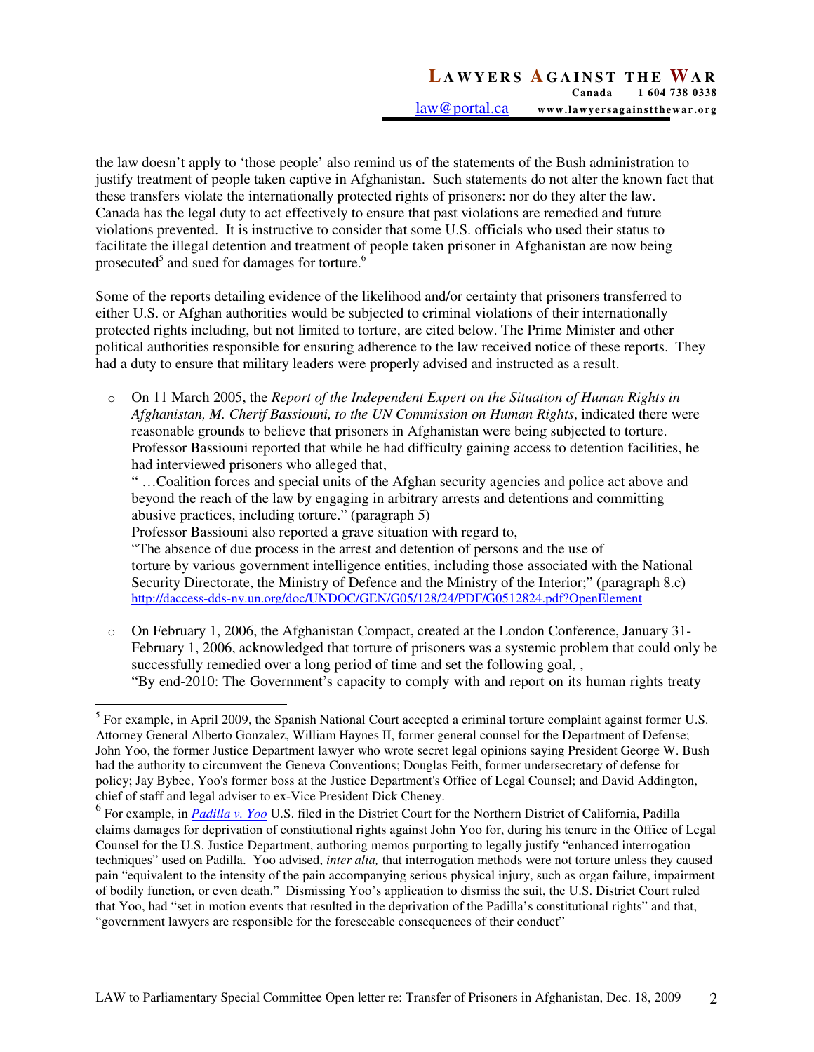the law doesn't apply to 'those people' also remind us of the statements of the Bush administration to justify treatment of people taken captive in Afghanistan. Such statements do not alter the known fact that these transfers violate the internationally protected rights of prisoners: nor do they alter the law. Canada has the legal duty to act effectively to ensure that past violations are remedied and future violations prevented. It is instructive to consider that some U.S. officials who used their status to facilitate the illegal detention and treatment of people taken prisoner in Afghanistan are now being prosecuted[5] and sued for damages for torture.[6]

Some of the reports detailing evidence of the likelihood and/or certainty that prisoners transferred to either U.S. or Afghan authorities would be subjected to criminal violations of their internationally protected rights including, but not limited to torture, are cited below. The Prime Minister and other political authorities responsible for ensuring adherence to the law received notice of these reports. They had a duty to ensure that military leaders were properly advised and instructed as a result.

- On 11 March 2005, the *Report of the Independent Expert on the Situation of Human Rights in Afghanistan, M. Cherif Bassiouni, to the UN Commission on Human Rights*, indicated there were reasonable grounds to believe that prisoners in Afghanistan were being subjected to torture. Professor Bassiouni reported that while he had difficulty gaining access to detention facilities, he had interviewed prisoners who alleged that,
  " …Coalition forces and special units of the Afghan security agencies and police act above and beyond the reach of the law by engaging in arbitrary arrests and detentions and committing abusive practices, including torture." (paragraph 5)
  Professor Bassiouni also reported a grave situation with regard to,
  "The absence of due process in the arrest and detention of persons and the use of torture by various government intelligence entities, including those associated with the National Security Directorate, the Ministry of Defence and the Ministry of the Interior;" (paragraph 8.c)
  http://daccess-dds-ny.un.org/doc/UNDOC/GEN/G05/128/24/PDF/G0512824.pdf?OpenElement

- On February 1, 2006, the Afghanistan Compact, created at the London Conference, January 31-February 1, 2006, acknowledged that torture of prisoners was a systemic problem that could only be successfully remedied over a long period of time and set the following goal, ,
  "By end-2010: The Government's capacity to comply with and report on its human rights treaty

---

[5] For example, in April 2009, the Spanish National Court accepted a criminal torture complaint against former U.S. Attorney General Alberto Gonzalez, William Haynes II, former general counsel for the Department of Defense; John Yoo, the former Justice Department lawyer who wrote secret legal opinions saying President George W. Bush had the authority to circumvent the Geneva Conventions; Douglas Feith, former undersecretary of defense for policy; Jay Bybee, Yoo's former boss at the Justice Department's Office of Legal Counsel; and David Addington, chief of staff and legal adviser to ex-Vice President Dick Cheney.

[6] For example, in *Padilla v. Yoo* U.S. filed in the District Court for the Northern District of California, Padilla claims damages for deprivation of constitutional rights against John Yoo for, during his tenure in the Office of Legal Counsel for the U.S. Justice Department, authoring memos purporting to legally justify "enhanced interrogation techniques" used on Padilla. Yoo advised, *inter alia,* that interrogation methods were not torture unless they caused pain "equivalent to the intensity of the pain accompanying serious physical injury, such as organ failure, impairment of bodily function, or even death." Dismissing Yoo's application to dismiss the suit, the U.S. District Court ruled that Yoo, had "set in motion events that resulted in the deprivation of the Padilla's constitutional rights" and that, "government lawyers are responsible for the foreseeable consequences of their conduct"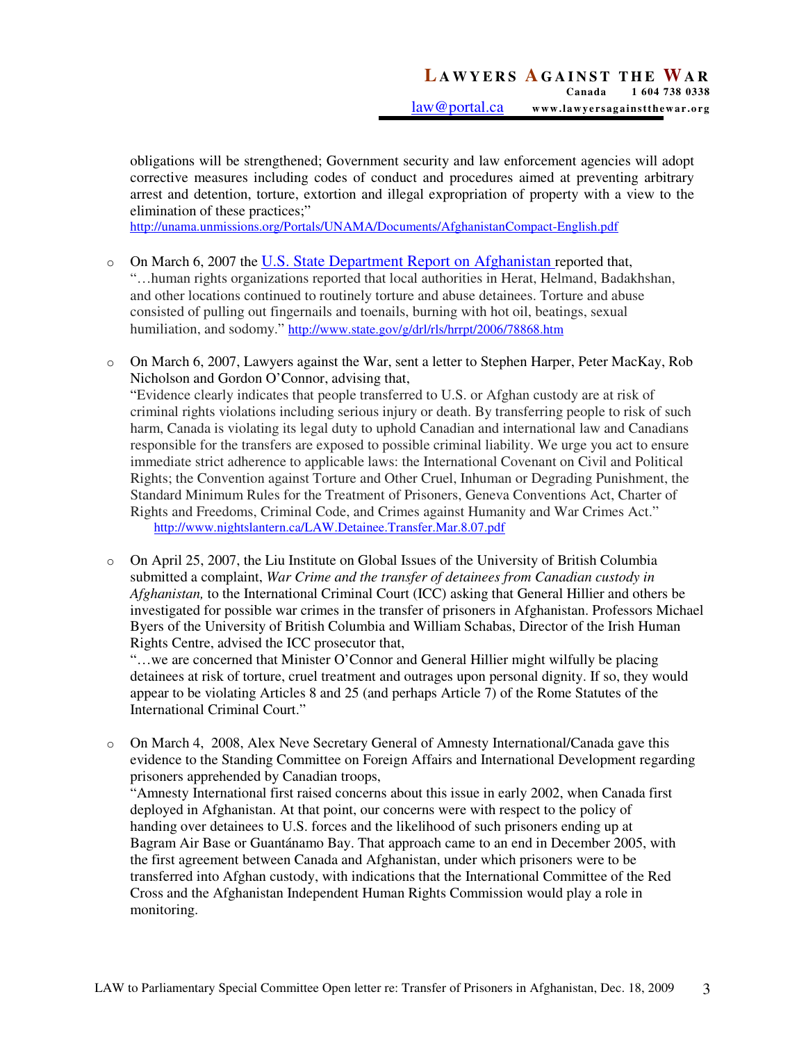obligations will be strengthened; Government security and law enforcement agencies will adopt corrective measures including codes of conduct and procedures aimed at preventing arbitrary arrest and detention, torture, extortion and illegal expropriation of property with a view to the elimination of these practices;"
http://unama.unmissions.org/Portals/UNAMA/Documents/AfghanistanCompact-English.pdf

- On March 6, 2007 the U.S. State Department Report on Afghanistan reported that, "…human rights organizations reported that local authorities in Herat, Helmand, Badakhshan, and other locations continued to routinely torture and abuse detainees. Torture and abuse consisted of pulling out fingernails and toenails, burning with hot oil, beatings, sexual humiliation, and sodomy." http://www.state.gov/g/drl/rls/hrrpt/2006/78868.htm

- On March 6, 2007, Lawyers against the War, sent a letter to Stephen Harper, Peter MacKay, Rob Nicholson and Gordon O'Connor, advising that,
"Evidence clearly indicates that people transferred to U.S. or Afghan custody are at risk of criminal rights violations including serious injury or death. By transferring people to risk of such harm, Canada is violating its legal duty to uphold Canadian and international law and Canadians responsible for the transfers are exposed to possible criminal liability. We urge you act to ensure immediate strict adherence to applicable laws: the International Covenant on Civil and Political Rights; the Convention against Torture and Other Cruel, Inhuman or Degrading Punishment, the Standard Minimum Rules for the Treatment of Prisoners, Geneva Conventions Act, Charter of Rights and Freedoms, Criminal Code, and Crimes against Humanity and War Crimes Act."
http://www.nightslantern.ca/LAW.Detainee.Transfer.Mar.8.07.pdf

- On April 25, 2007, the Liu Institute on Global Issues of the University of British Columbia submitted a complaint, *War Crime and the transfer of detainees from Canadian custody in Afghanistan,* to the International Criminal Court (ICC) asking that General Hillier and others be investigated for possible war crimes in the transfer of prisoners in Afghanistan. Professors Michael Byers of the University of British Columbia and William Schabas, Director of the Irish Human Rights Centre, advised the ICC prosecutor that,
"…we are concerned that Minister O'Connor and General Hillier might wilfully be placing detainees at risk of torture, cruel treatment and outrages upon personal dignity. If so, they would appear to be violating Articles 8 and 25 (and perhaps Article 7) of the Rome Statutes of the International Criminal Court."

- On March 4, 2008, Alex Neve Secretary General of Amnesty International/Canada gave this evidence to the Standing Committee on Foreign Affairs and International Development regarding prisoners apprehended by Canadian troops,
"Amnesty International first raised concerns about this issue in early 2002, when Canada first deployed in Afghanistan. At that point, our concerns were with respect to the policy of handing over detainees to U.S. forces and the likelihood of such prisoners ending up at Bagram Air Base or Guantánamo Bay. That approach came to an end in December 2005, with the first agreement between Canada and Afghanistan, under which prisoners were to be transferred into Afghan custody, with indications that the International Committee of the Red Cross and the Afghanistan Independent Human Rights Commission would play a role in monitoring.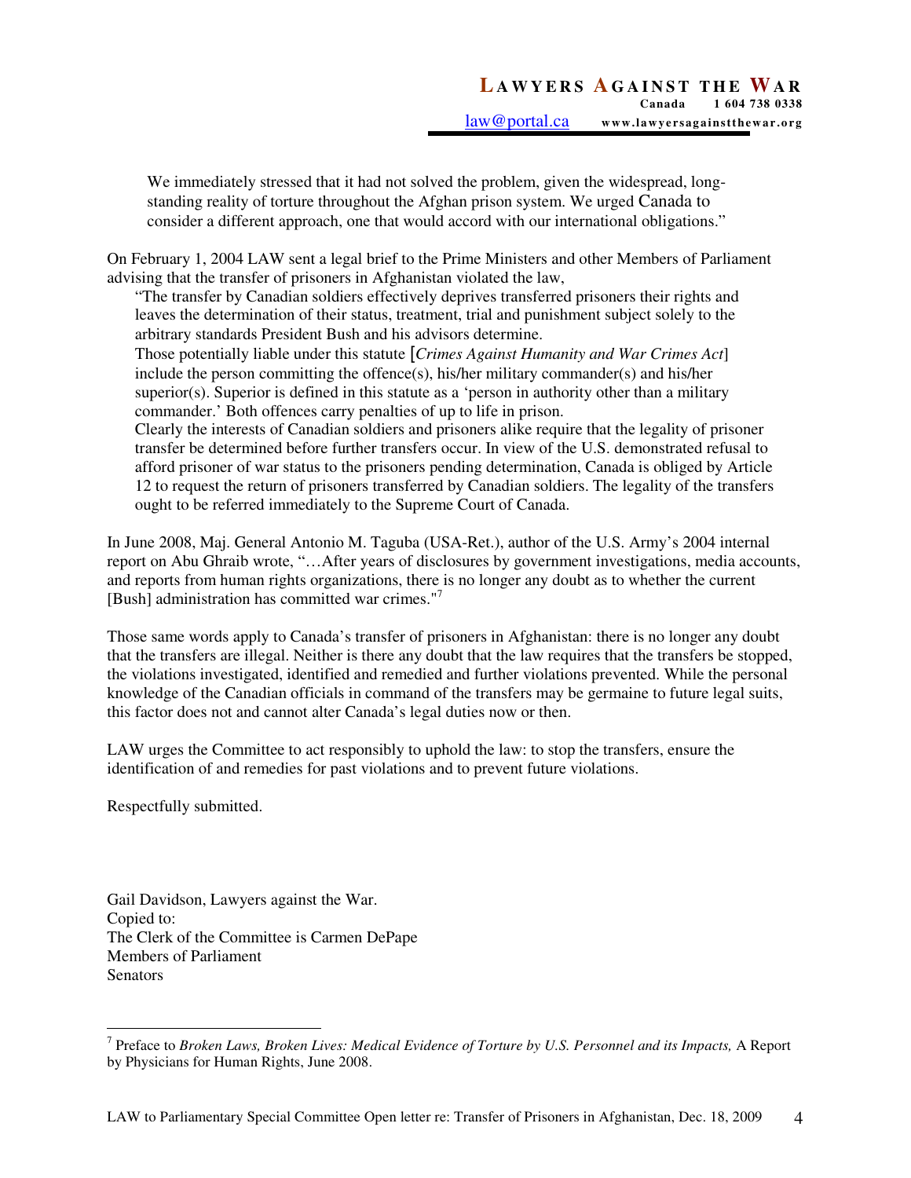We immediately stressed that it had not solved the problem, given the widespread, long-standing reality of torture throughout the Afghan prison system. We urged Canada to consider a different approach, one that would accord with our international obligations."

On February 1, 2004 LAW sent a legal brief to the Prime Ministers and other Members of Parliament advising that the transfer of prisoners in Afghanistan violated the law,

> "The transfer by Canadian soldiers effectively deprives transferred prisoners their rights and leaves the determination of their status, treatment, trial and punishment subject solely to the arbitrary standards President Bush and his advisors determine.
> Those potentially liable under this statute [*Crimes Against Humanity and War Crimes Act*] include the person committing the offence(s), his/her military commander(s) and his/her superior(s). Superior is defined in this statute as a 'person in authority other than a military commander.' Both offences carry penalties of up to life in prison.
> Clearly the interests of Canadian soldiers and prisoners alike require that the legality of prisoner transfer be determined before further transfers occur. In view of the U.S. demonstrated refusal to afford prisoner of war status to the prisoners pending determination, Canada is obliged by Article 12 to request the return of prisoners transferred by Canadian soldiers. The legality of the transfers ought to be referred immediately to the Supreme Court of Canada.

In June 2008, Maj. General Antonio M. Taguba (USA-Ret.), author of the U.S. Army's 2004 internal report on Abu Ghraib wrote, "…After years of disclosures by government investigations, media accounts, and reports from human rights organizations, there is no longer any doubt as to whether the current [Bush] administration has committed war crimes."[7]

Those same words apply to Canada's transfer of prisoners in Afghanistan: there is no longer any doubt that the transfers are illegal. Neither is there any doubt that the law requires that the transfers be stopped, the violations investigated, identified and remedied and further violations prevented. While the personal knowledge of the Canadian officials in command of the transfers may be germaine to future legal suits, this factor does not and cannot alter Canada's legal duties now or then.

LAW urges the Committee to act responsibly to uphold the law: to stop the transfers, ensure the identification of and remedies for past violations and to prevent future violations.

Respectfully submitted.

Gail Davidson, Lawyers against the War.
Copied to:
The Clerk of the Committee is Carmen DePape
Members of Parliament
Senators

---

[7] Preface to *Broken Laws, Broken Lives: Medical Evidence of Torture by U.S. Personnel and its Impacts,* A Report by Physicians for Human Rights, June 2008.